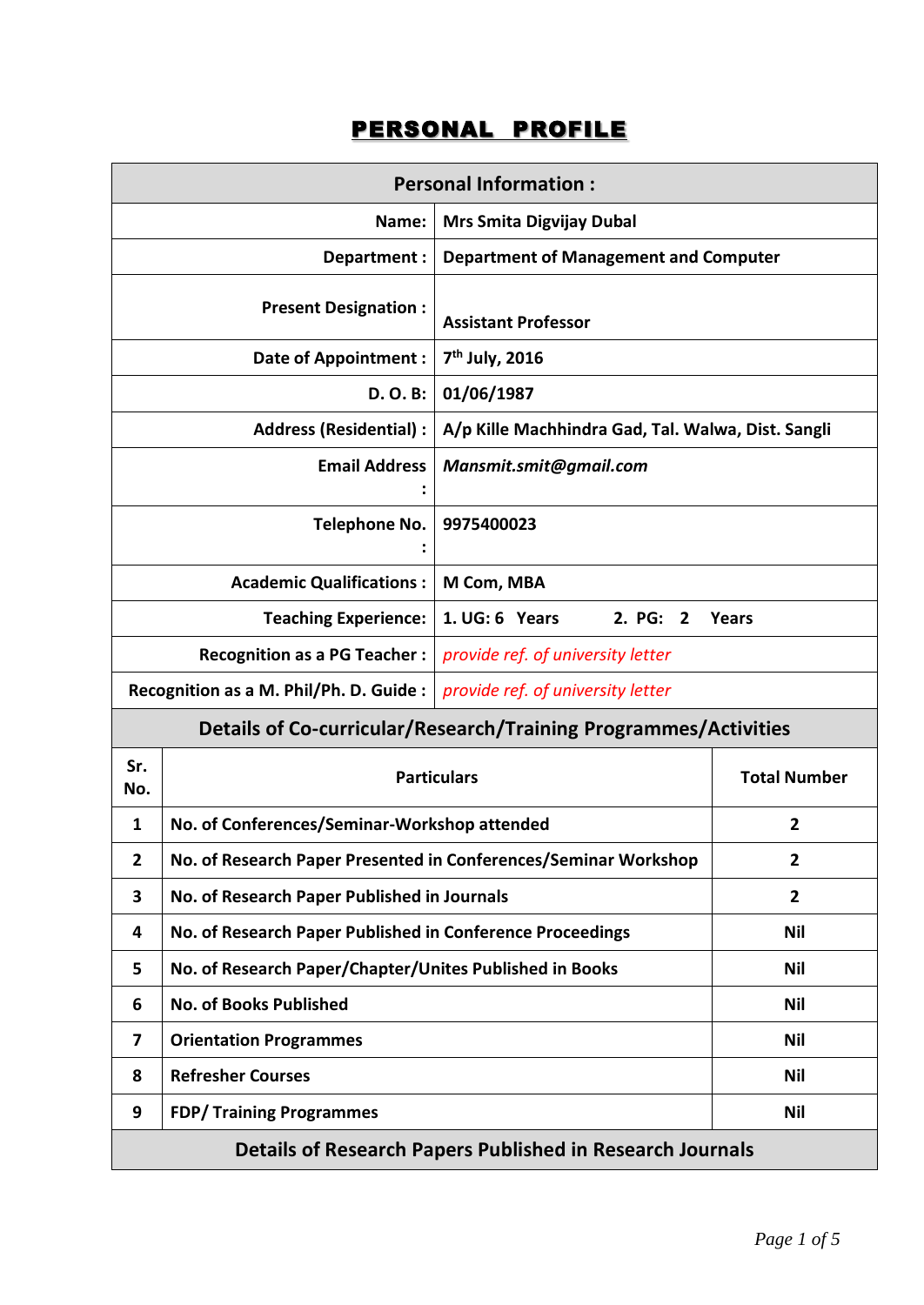# PERSONAL PROFILE

| Personal Information : | |
|---|---|
| Name: | Mrs Smita Digvijay Dubal |
| Department : | Department of Management and Computer |
| Present Designation : | Assistant Professor |
| Date of Appointment : | 7th July, 2016 |
| D. O. B: | 01/06/1987 |
| Address (Residential) : | A/p Kille Machhindra Gad, Tal. Walwa, Dist. Sangli |
| Email Address : | *Mansmit.smit@gmail.com* |
| Telephone No. : | 9975400023 |
| Academic Qualifications : | M Com, MBA |
| Teaching Experience: | 1. UG: 6 Years 2. PG: 2 Years |
| Recognition as a PG Teacher : | *provide ref. of university letter* |
| Recognition as a M. Phil/Ph. D. Guide : | *provide ref. of university letter* |

## Details of Co-curricular/Research/Training Programmes/Activities

| Sr. No. | Particulars | Total Number |
|---|---|---|
| 1 | No. of Conferences/Seminar-Workshop attended | 2 |
| 2 | No. of Research Paper Presented in Conferences/Seminar Workshop | 2 |
| 3 | No. of Research Paper Published in Journals | 2 |
| 4 | No. of Research Paper Published in Conference Proceedings | Nil |
| 5 | No. of Research Paper/Chapter/Unites Published in Books | Nil |
| 6 | No. of Books Published | Nil |
| 7 | Orientation Programmes | Nil |
| 8 | Refresher Courses | Nil |
| 9 | FDP/ Training Programmes | Nil |

## Details of Research Papers Published in Research Journals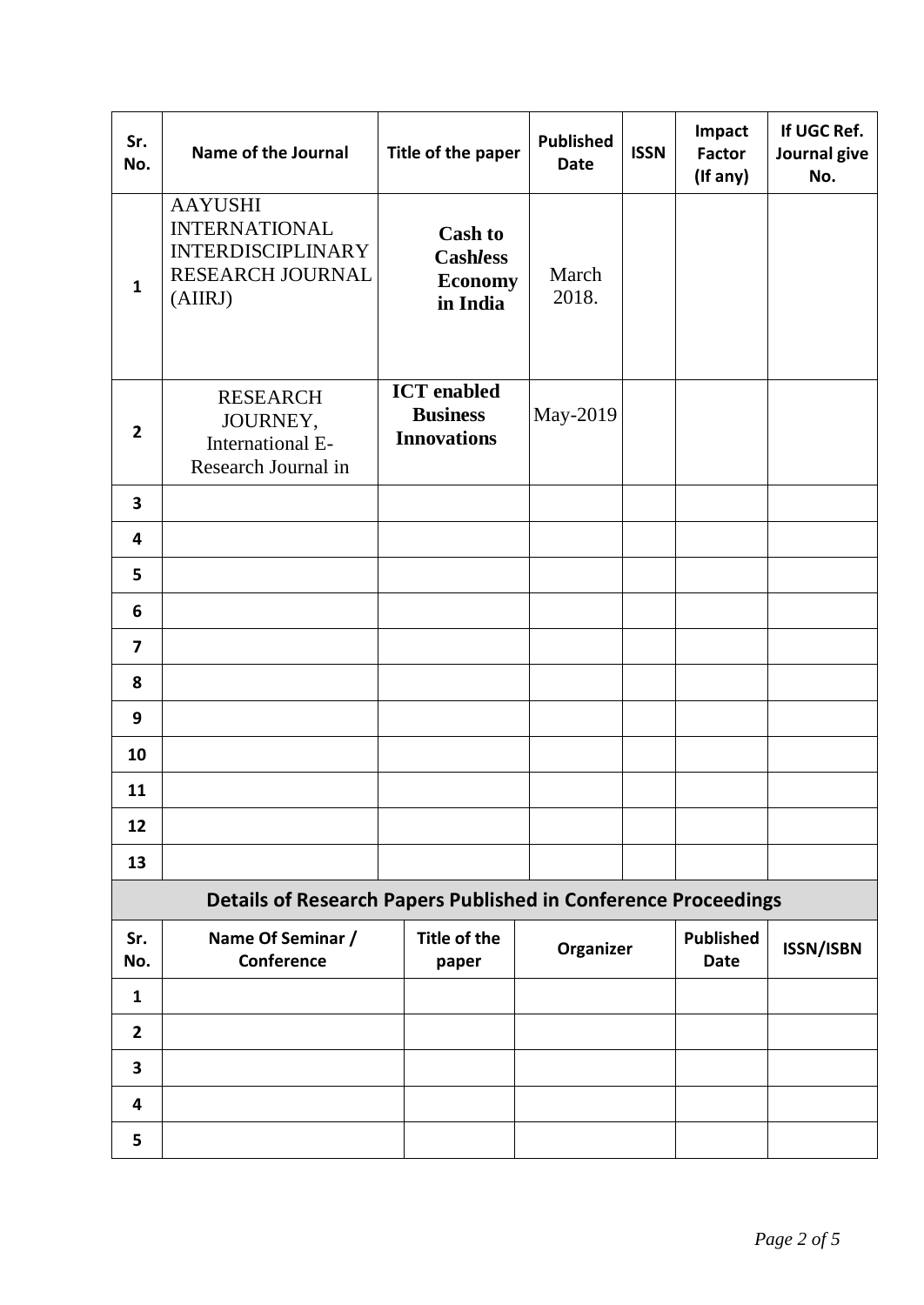| Sr. No. | Name of the Journal | Title of the paper | Published Date | ISSN | Impact Factor (If any) | If UGC Ref. Journal give No. |
|---|---|---|---|---|---|---|
| 1 | AAYUSHI INTERNATIONAL INTERDISCIPLINARY RESEARCH JOURNAL (AIIRJ) | **Cash to Cashless Economy in India** | March 2018. | | | |
| 2 | RESEARCH JOURNEY, International E-Research Journal in | **ICT enabled Business Innovations** | May-2019 | | | |
| 3 | | | | | | |
| 4 | | | | | | |
| 5 | | | | | | |
| 6 | | | | | | |
| 7 | | | | | | |
| 8 | | | | | | |
| 9 | | | | | | |
| 10 | | | | | | |
| 11 | | | | | | |
| 12 | | | | | | |
| 13 | | | | | | |

## Details of Research Papers Published in Conference Proceedings

| Sr. No. | Name Of Seminar / Conference | Title of the paper | Organizer | Published Date | ISSN/ISBN |
|---|---|---|---|---|---|
| 1 | | | | | |
| 2 | | | | | |
| 3 | | | | | |
| 4 | | | | | |
| 5 | | | | | |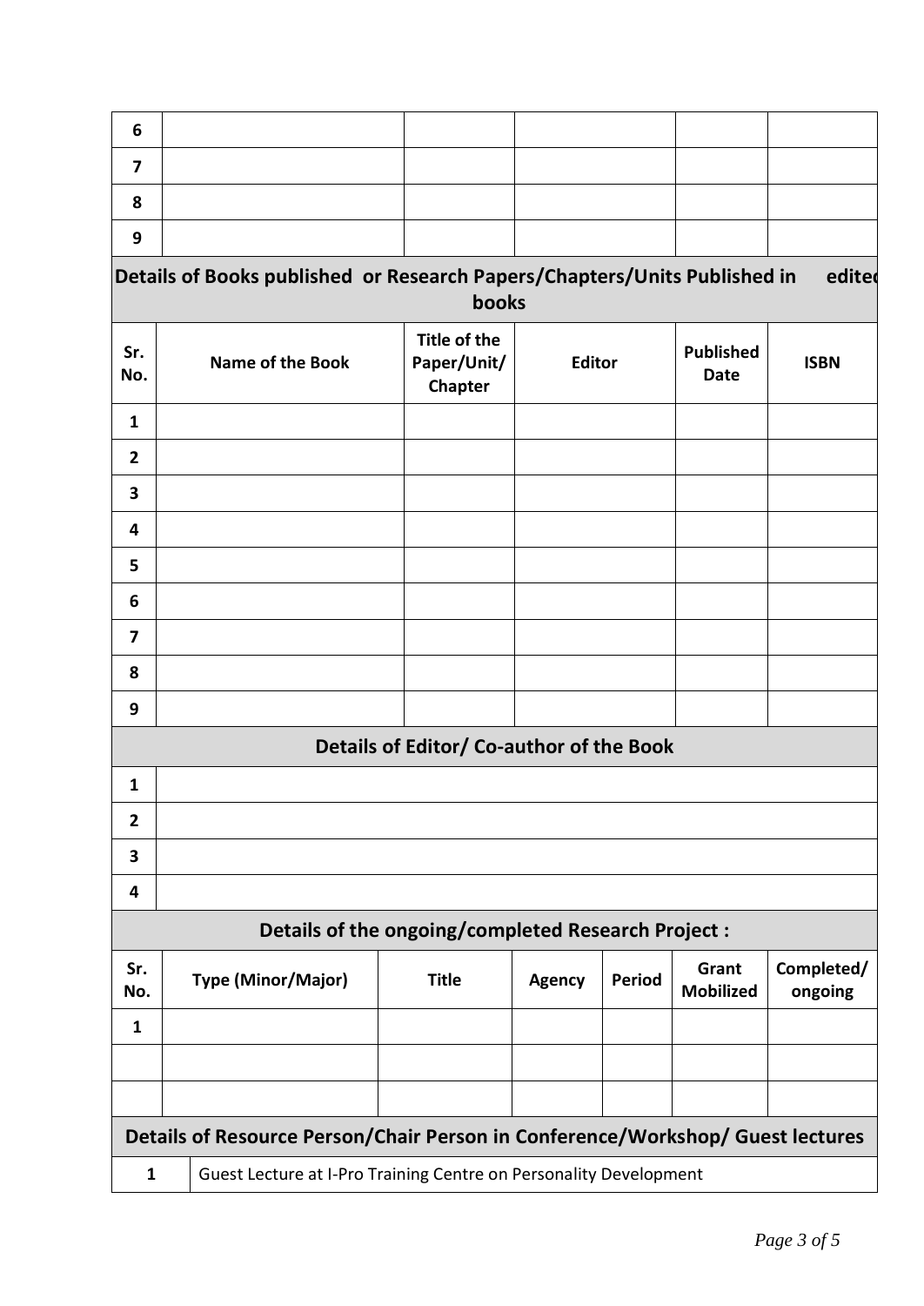| | | | | | |
|---|---|---|---|---|---|
| 6 | | | | | |
| 7 | | | | | |
| 8 | | | | | |
| 9 | | | | | |

**Details of Books published or Research Papers/Chapters/Units Published in edited books**

| Sr. No. | Name of the Book | Title of the Paper/Unit/ Chapter | Editor | Published Date | ISBN |
|---|---|---|---|---|---|
| 1 | | | | | |
| 2 | | | | | |
| 3 | | | | | |
| 4 | | | | | |
| 5 | | | | | |
| 6 | | | | | |
| 7 | | | | | |
| 8 | | | | | |
| 9 | | | | | |

**Details of Editor/ Co-author of the Book**

| | |
|---|---|
| 1 | |
| 2 | |
| 3 | |
| 4 | |

**Details of the ongoing/completed Research Project :**

| Sr. No. | Type (Minor/Major) | Title | Agency | Period | Grant Mobilized | Completed/ ongoing |
|---|---|---|---|---|---|---|
| 1 | | | | | | |
| | | | | | | |
| | | | | | | |

**Details of Resource Person/Chair Person in Conference/Workshop/ Guest lectures**

| | |
|---|---|
| 1 | Guest Lecture at I-Pro Training Centre on Personality Development |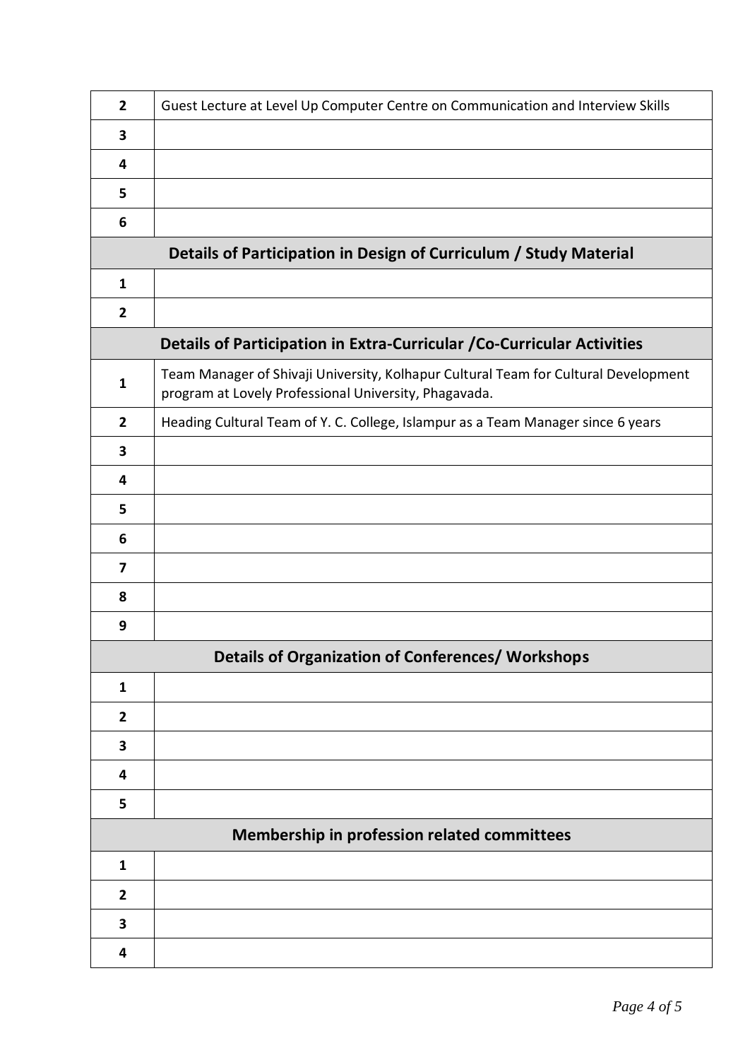| | |
|---|---|
| **2** | Guest Lecture at Level Up Computer Centre on Communication and Interview Skills |
| **3** | |
| **4** | |
| **5** | |
| **6** | |
| **Details of Participation in Design of Curriculum / Study Material** | |
| **1** | |
| **2** | |
| **Details of Participation in Extra-Curricular /Co-Curricular Activities** | |
| **1** | Team Manager of Shivaji University, Kolhapur Cultural Team for Cultural Development program at Lovely Professional University, Phagavada. |
| **2** | Heading Cultural Team of Y. C. College, Islampur as a Team Manager since 6 years |
| **3** | |
| **4** | |
| **5** | |
| **6** | |
| **7** | |
| **8** | |
| **9** | |
| **Details of Organization of Conferences/ Workshops** | |
| **1** | |
| **2** | |
| **3** | |
| **4** | |
| **5** | |
| **Membership in profession related committees** | |
| **1** | |
| **2** | |
| **3** | |
| **4** | |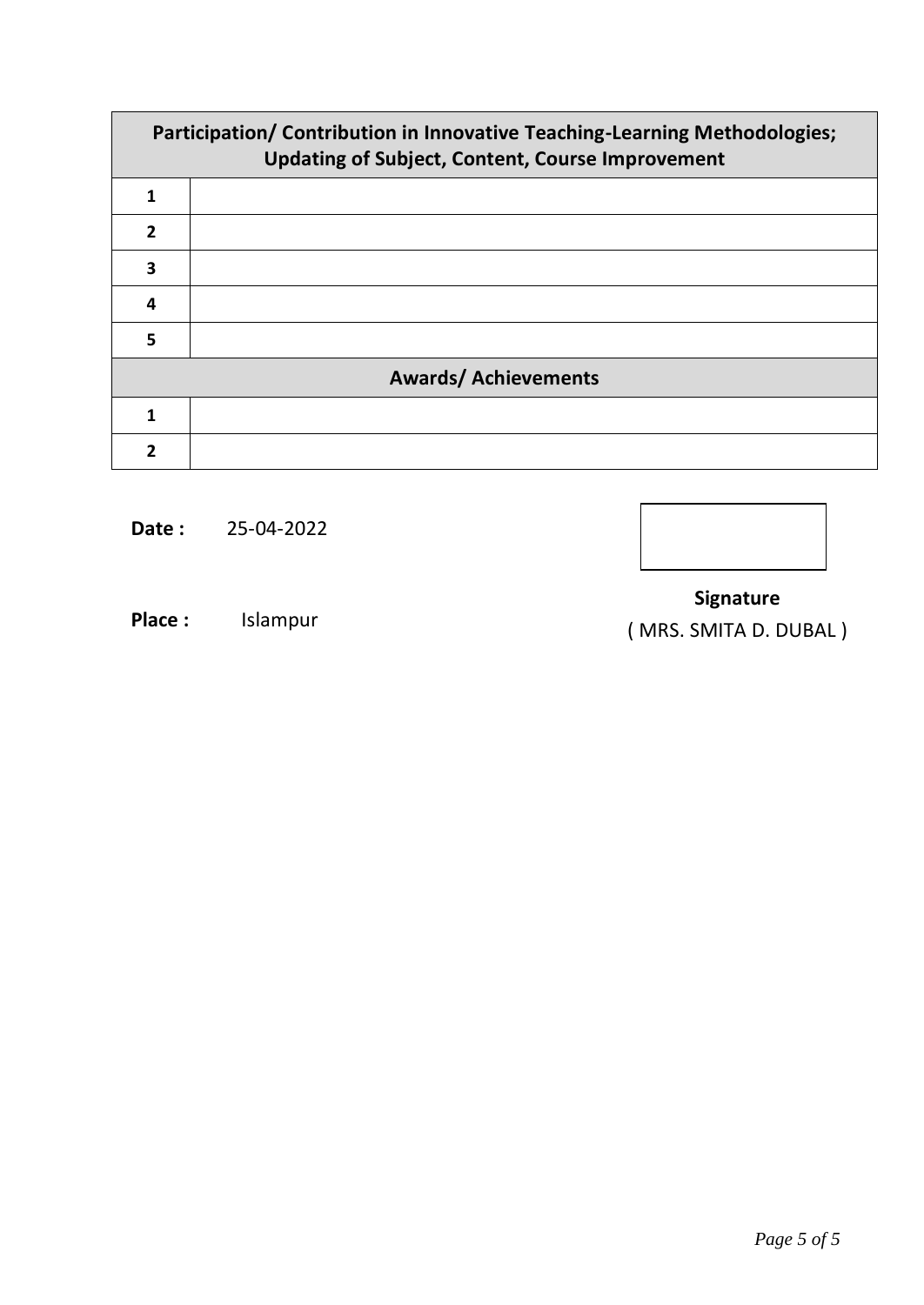| Participation/ Contribution in Innovative Teaching-Learning Methodologies; Updating of Subject, Content, Course Improvement | |
|---|---|
| 1 | |
| 2 | |
| 3 | |
| 4 | |
| 5 | |
| **Awards/ Achievements** | |
| 1 | |
| 2 | |

**Date :** 25-04-2022

**Place :** Islampur

**Signature**
( MRS. SMITA D. DUBAL )